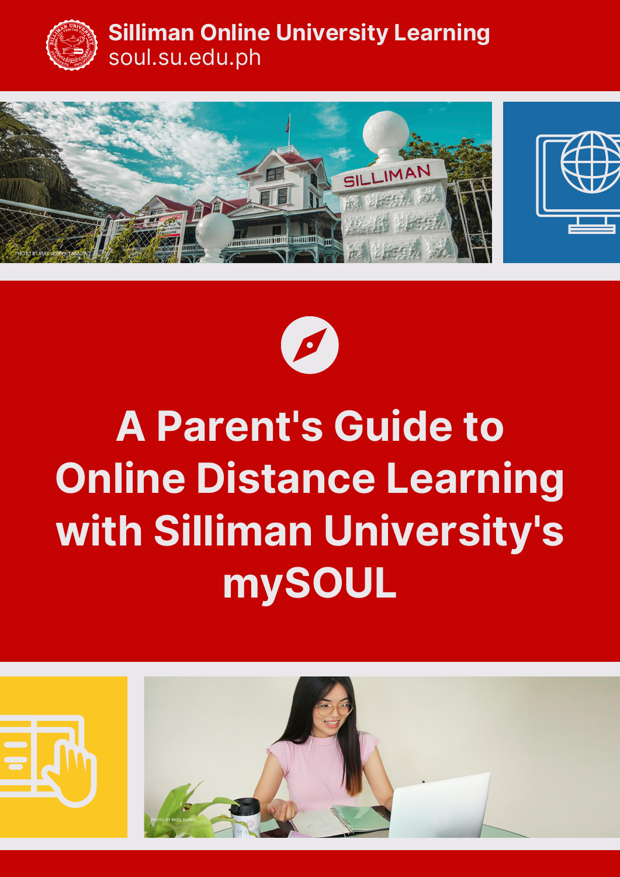**Silliman Online University Learning**
soul.su.edu.ph

PHOTO BY RUEL JOSEPH TABADA

# A Parent's Guide to Online Distance Learning with Silliman University's mySOUL

PHOTO BY RIGEL SUAREZ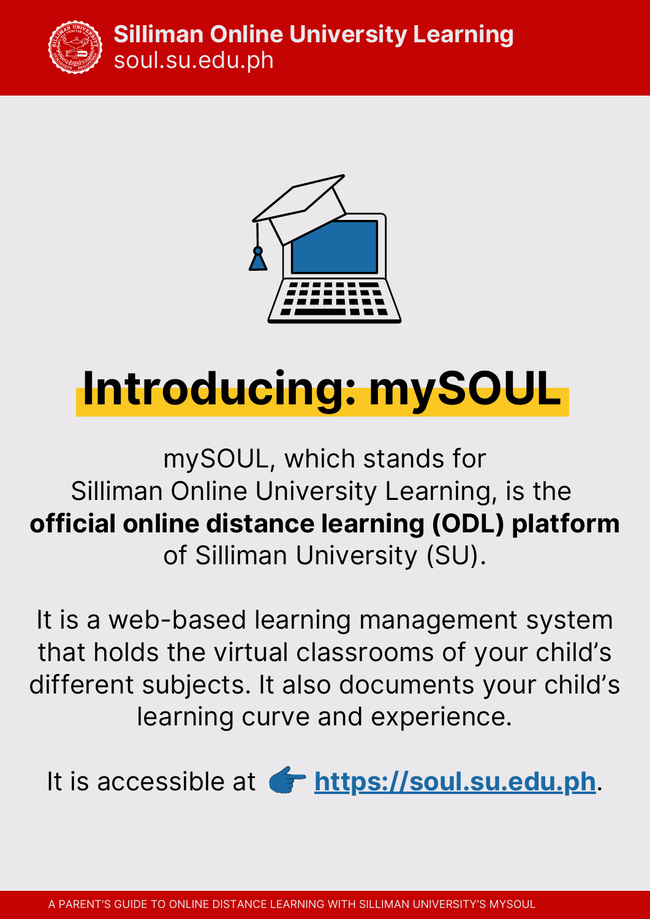# Introducing: mySOUL

mySOUL, which stands for Silliman Online University Learning, is the **official online distance learning (ODL) platform** of Silliman University (SU).

It is a web-based learning management system that holds the virtual classrooms of your child's different subjects. It also documents your child's learning curve and experience.

It is accessible at 👉 **https://soul.su.edu.ph**.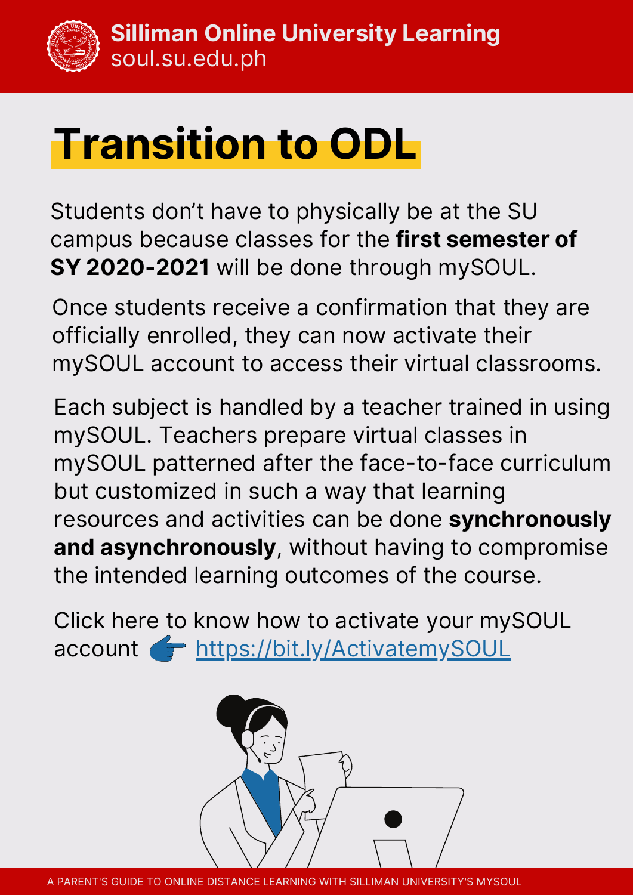# Transition to ODL

Students don't have to physically be at the SU campus because classes for the **first semester of SY 2020-2021** will be done through mySOUL.

Once students receive a confirmation that they are officially enrolled, they can now activate their mySOUL account to access their virtual classrooms.

Each subject is handled by a teacher trained in using mySOUL. Teachers prepare virtual classes in mySOUL patterned after the face-to-face curriculum but customized in such a way that learning resources and activities can be done **synchronously and asynchronously**, without having to compromise the intended learning outcomes of the course.

Click here to know how to activate your mySOUL account 👉 https://bit.ly/ActivatemySOUL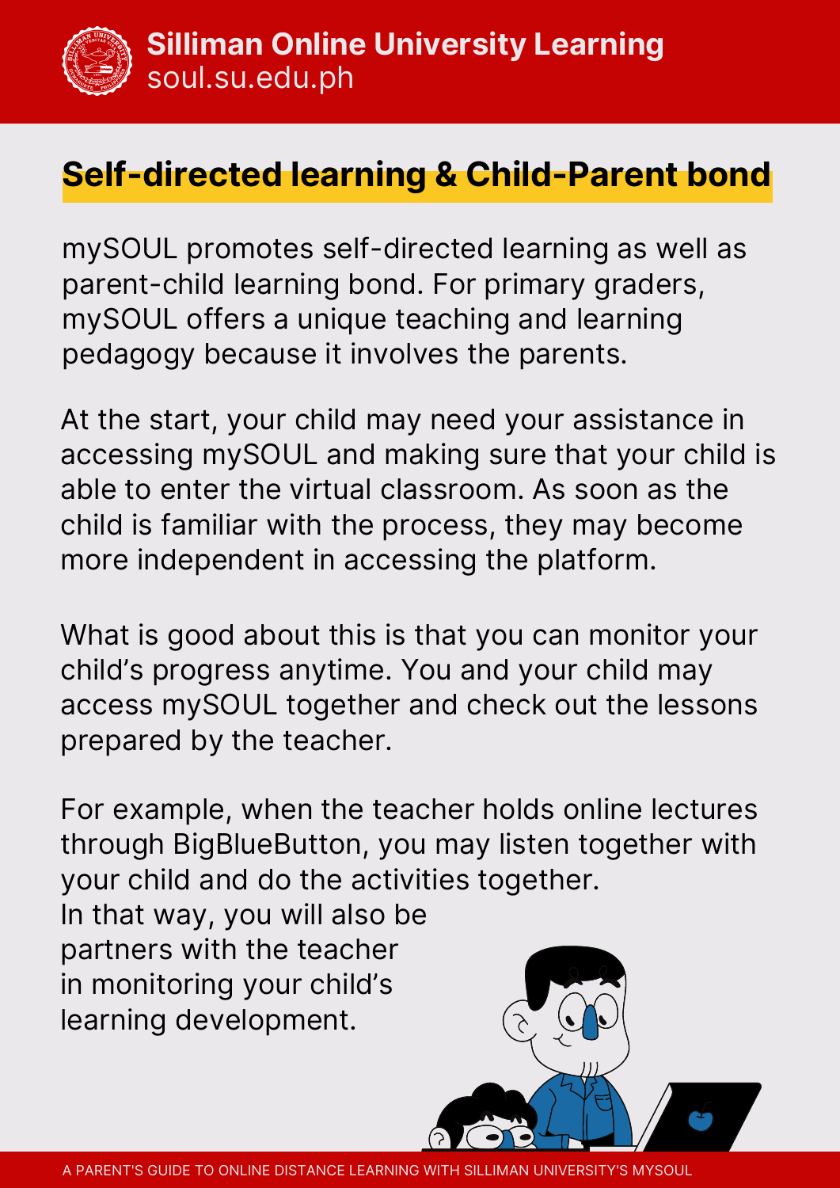## Self-directed learning & Child-Parent bond

mySOUL promotes self-directed learning as well as parent-child learning bond. For primary graders, mySOUL offers a unique teaching and learning pedagogy because it involves the parents.

At the start, your child may need your assistance in accessing mySOUL and making sure that your child is able to enter the virtual classroom. As soon as the child is familiar with the process, they may become more independent in accessing the platform.

What is good about this is that you can monitor your child's progress anytime. You and your child may access mySOUL together and check out the lessons prepared by the teacher.

For example, when the teacher holds online lectures through BigBlueButton, you may listen together with your child and do the activities together. In that way, you will also be partners with the teacher in monitoring your child's learning development.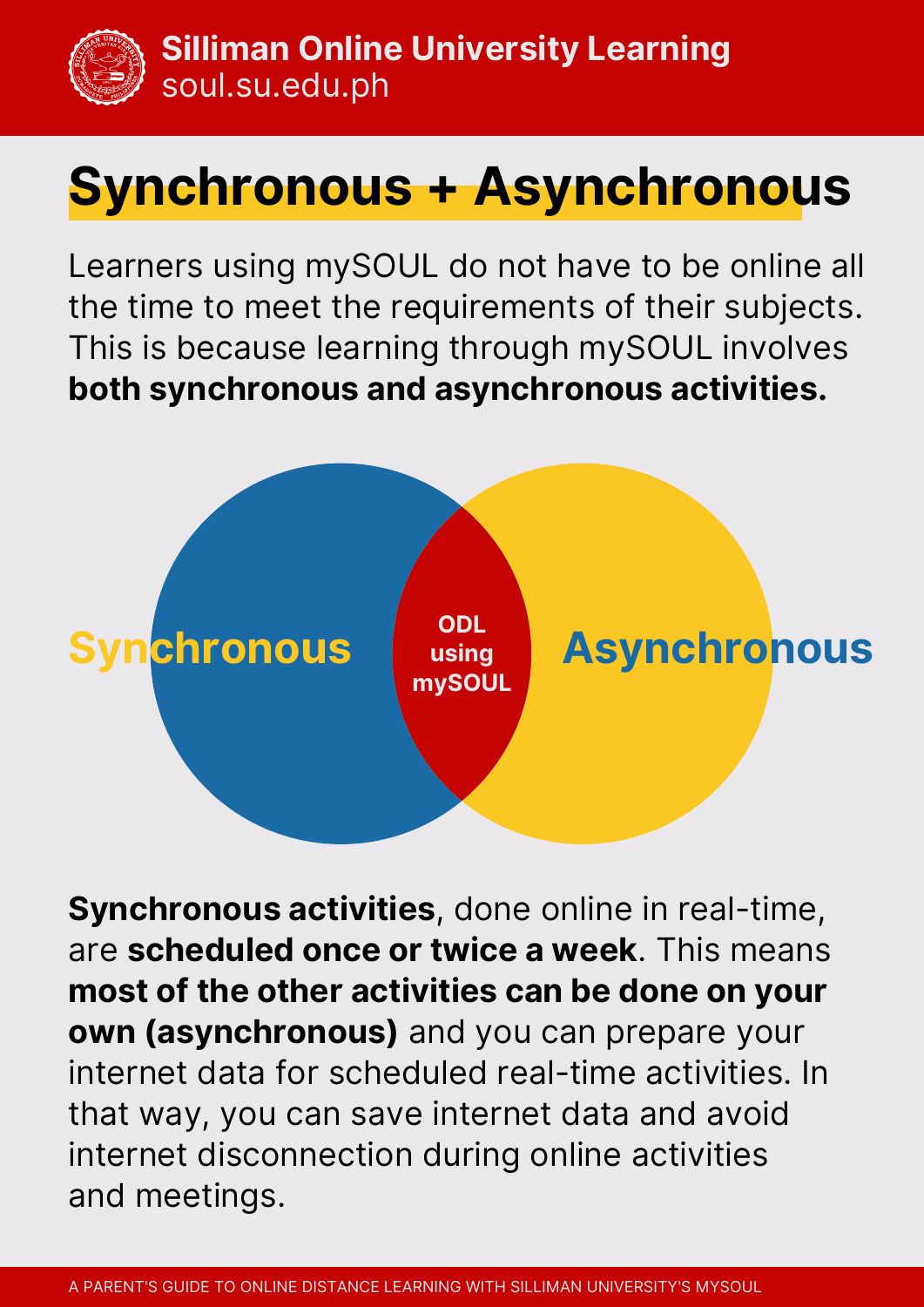# Synchronous + Asynchronous

Learners using mySOUL do not have to be online all the time to meet the requirements of their subjects. This is because learning through mySOUL involves **both synchronous and asynchronous activities.**

Synchronous

ODL using mySOUL

Asynchronous

**Synchronous activities**, done online in real-time, are **scheduled once or twice a week**. This means **most of the other activities can be done on your own (asynchronous)** and you can prepare your internet data for scheduled real-time activities. In that way, you can save internet data and avoid internet disconnection during online activities and meetings.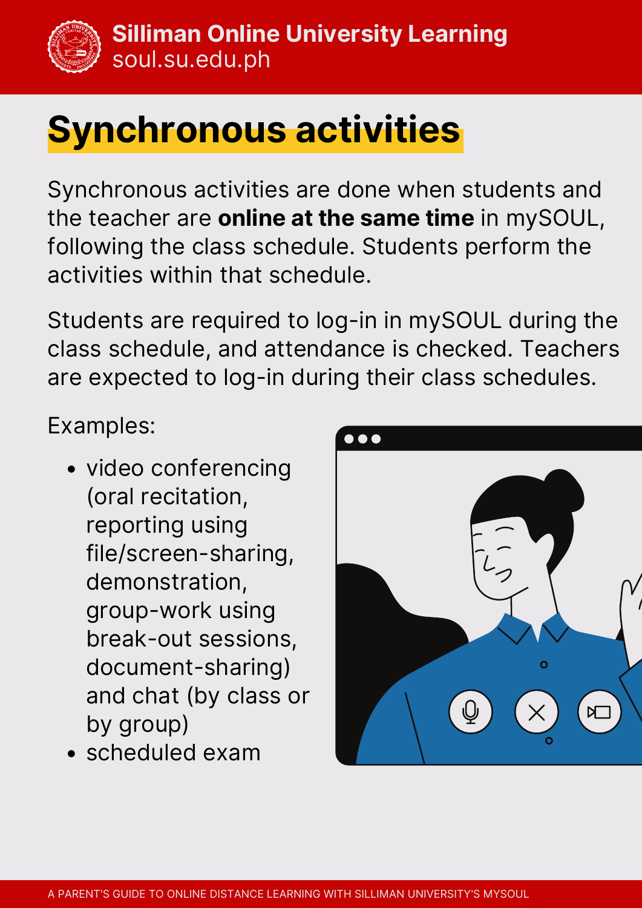# Synchronous activities

Synchronous activities are done when students and the teacher are **online at the same time** in mySOUL, following the class schedule. Students perform the activities within that schedule.

Students are required to log-in in mySOUL during the class schedule, and attendance is checked. Teachers are expected to log-in during their class schedules.

Examples:

- video conferencing (oral recitation, reporting using file/screen-sharing, demonstration, group-work using break-out sessions, document-sharing) and chat (by class or by group)
- scheduled exam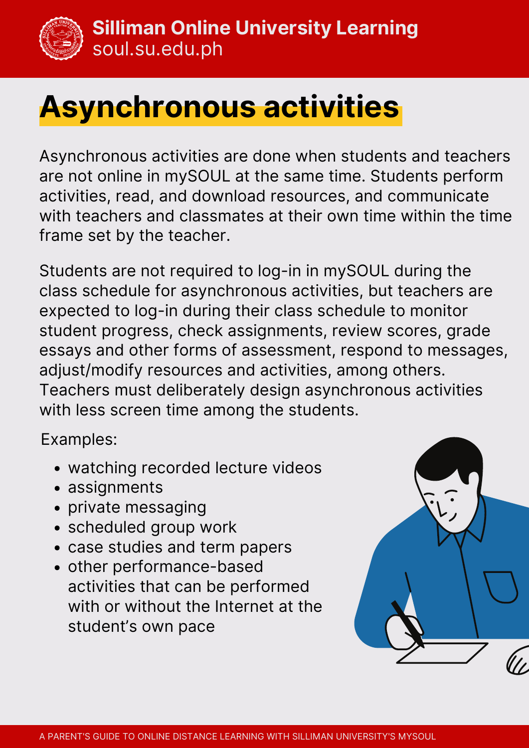# Asynchronous activities

Asynchronous activities are done when students and teachers are not online in mySOUL at the same time. Students perform activities, read, and download resources, and communicate with teachers and classmates at their own time within the time frame set by the teacher.

Students are not required to log-in in mySOUL during the class schedule for asynchronous activities, but teachers are expected to log-in during their class schedule to monitor student progress, check assignments, review scores, grade essays and other forms of assessment, respond to messages, adjust/modify resources and activities, among others. Teachers must deliberately design asynchronous activities with less screen time among the students.

Examples:

- watching recorded lecture videos
- assignments
- private messaging
- scheduled group work
- case studies and term papers
- other performance-based activities that can be performed with or without the Internet at the student's own pace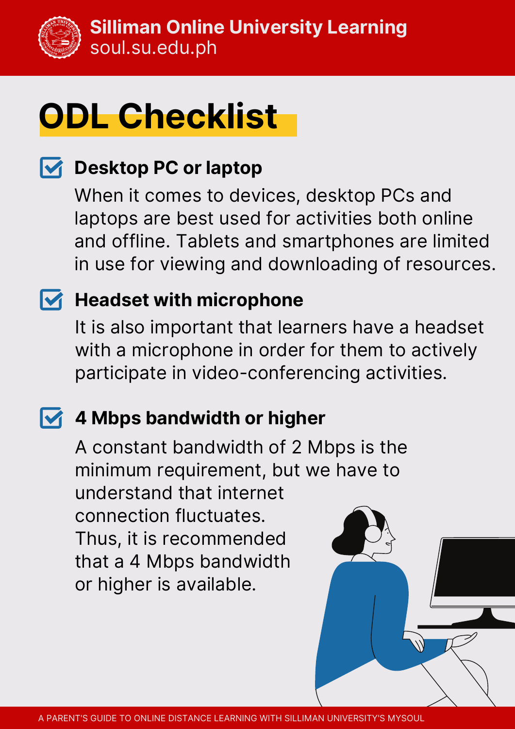# ODL Checklist

- **Desktop PC or laptop**

  When it comes to devices, desktop PCs and laptops are best used for activities both online and offline. Tablets and smartphones are limited in use for viewing and downloading of resources.

- **Headset with microphone**

  It is also important that learners have a headset with a microphone in order for them to actively participate in video-conferencing activities.

- **4 Mbps bandwidth or higher**

  A constant bandwidth of 2 Mbps is the minimum requirement, but we have to understand that internet connection fluctuates. Thus, it is recommended that a 4 Mbps bandwidth or higher is available.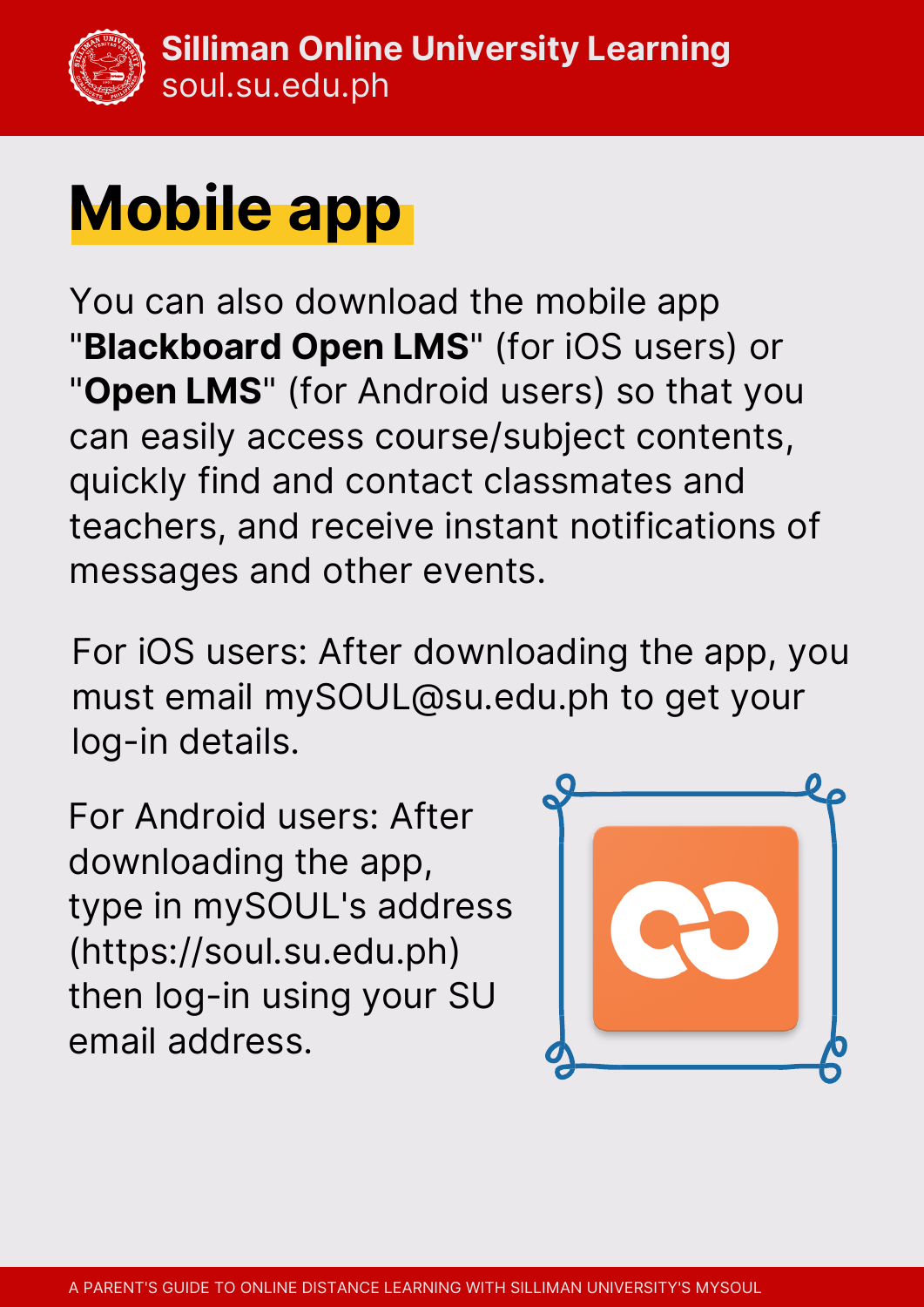# Mobile app

You can also download the mobile app "**Blackboard Open LMS**" (for iOS users) or "**Open LMS**" (for Android users) so that you can easily access course/subject contents, quickly find and contact classmates and teachers, and receive instant notifications of messages and other events.

For iOS users: After downloading the app, you must email mySOUL@su.edu.ph to get your log-in details.

For Android users: After downloading the app, type in mySOUL's address (https://soul.su.edu.ph) then log-in using your SU email address.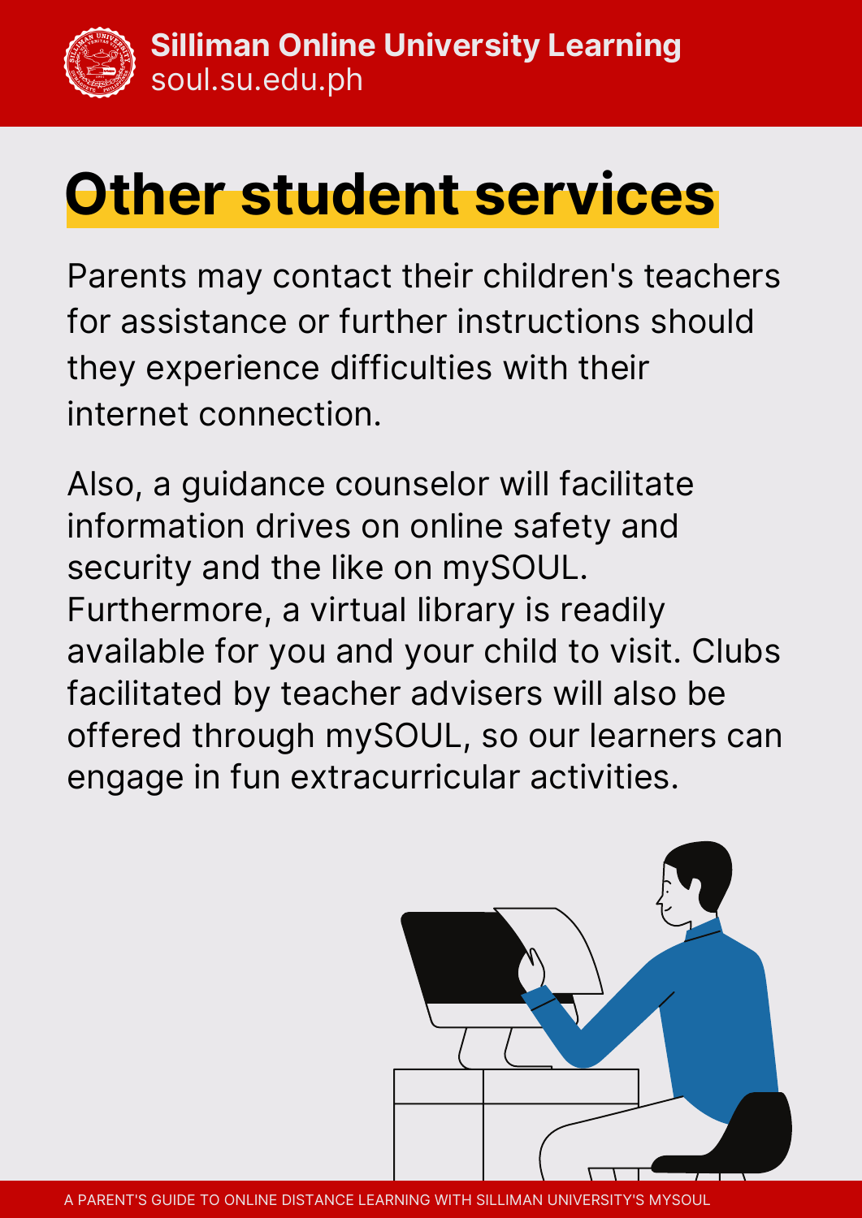# Other student services

Parents may contact their children's teachers for assistance or further instructions should they experience difficulties with their internet connection.

Also, a guidance counselor will facilitate information drives on online safety and security and the like on mySOUL. Furthermore, a virtual library is readily available for you and your child to visit. Clubs facilitated by teacher advisers will also be offered through mySOUL, so our learners can engage in fun extracurricular activities.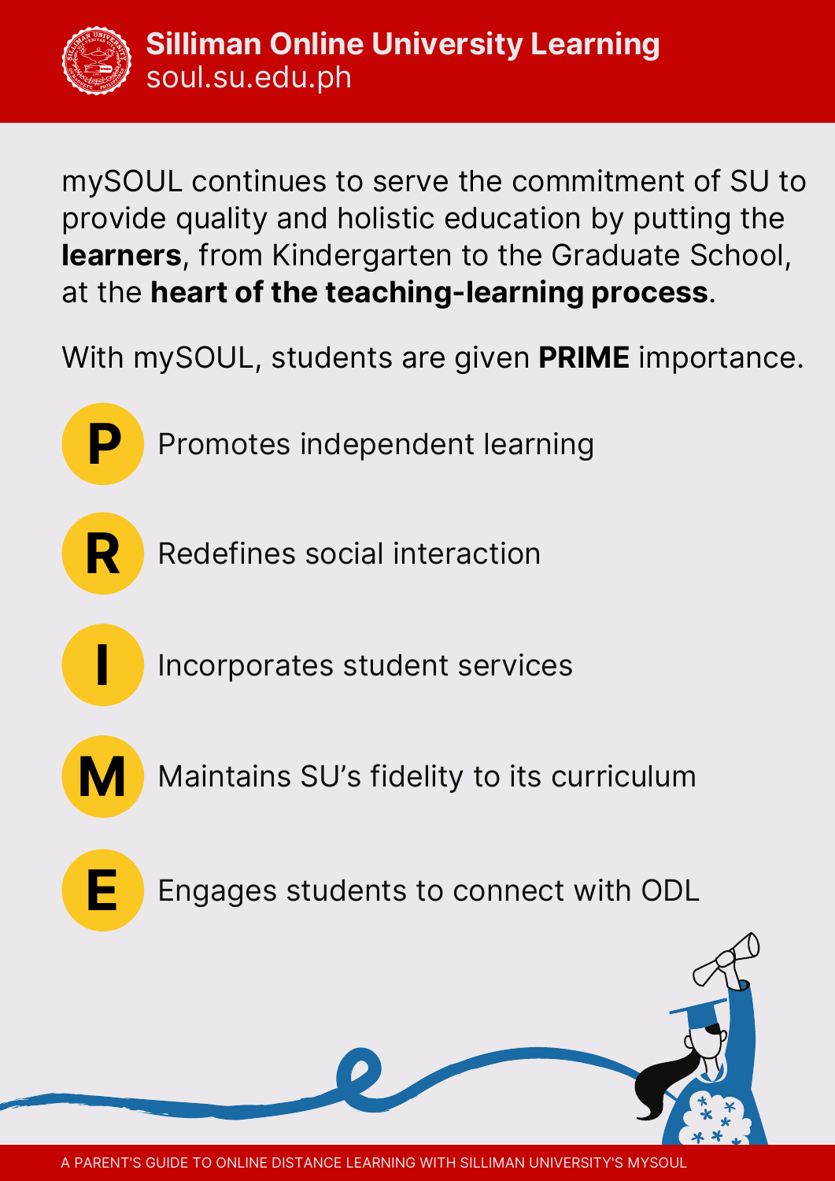mySOUL continues to serve the commitment of SU to provide quality and holistic education by putting the **learners**, from Kindergarten to the Graduate School, at the **heart of the teaching-learning process**.

With mySOUL, students are given **PRIME** importance.

- **P** Promotes independent learning
- **R** Redefines social interaction
- **I** Incorporates student services
- **M** Maintains SU's fidelity to its curriculum
- **E** Engages students to connect with ODL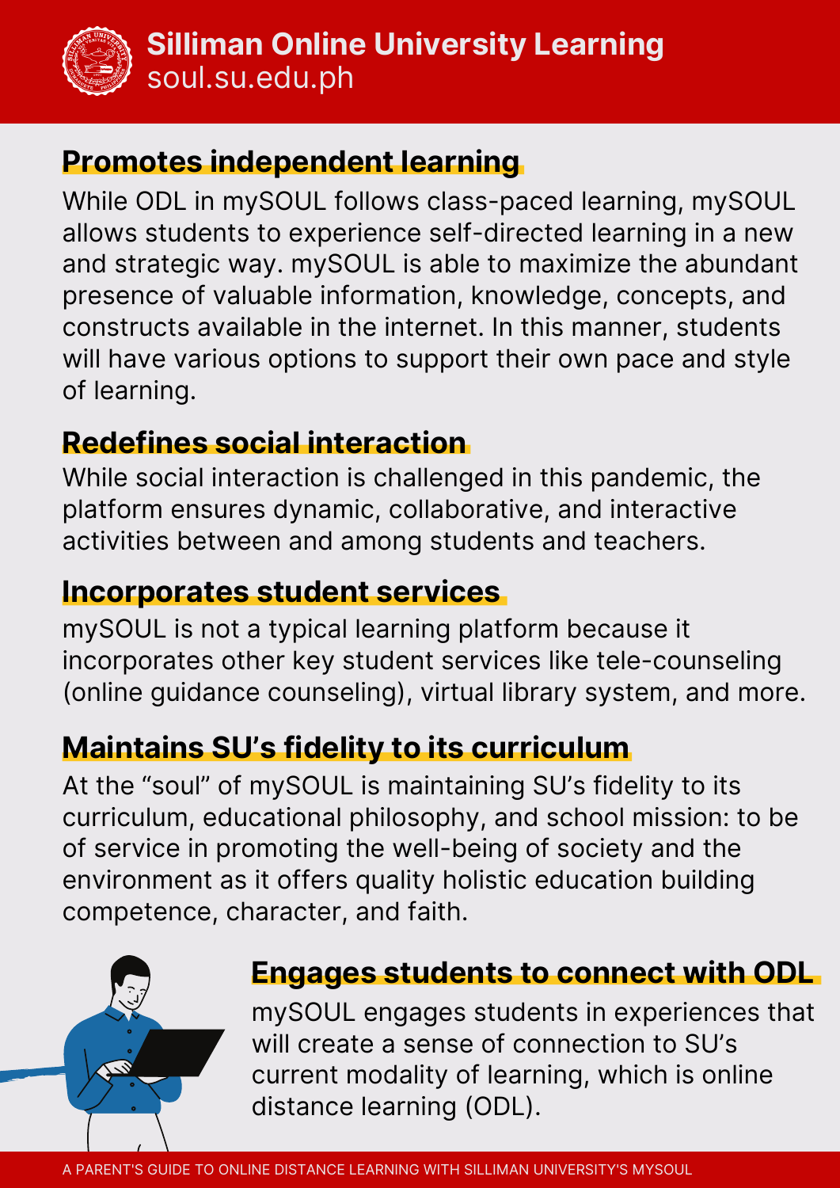## Promotes independent learning

While ODL in mySOUL follows class-paced learning, mySOUL allows students to experience self-directed learning in a new and strategic way. mySOUL is able to maximize the abundant presence of valuable information, knowledge, concepts, and constructs available in the internet. In this manner, students will have various options to support their own pace and style of learning.

## Redefines social interaction

While social interaction is challenged in this pandemic, the platform ensures dynamic, collaborative, and interactive activities between and among students and teachers.

## Incorporates student services

mySOUL is not a typical learning platform because it incorporates other key student services like tele-counseling (online guidance counseling), virtual library system, and more.

## Maintains SU's fidelity to its curriculum

At the "soul" of mySOUL is maintaining SU's fidelity to its curriculum, educational philosophy, and school mission: to be of service in promoting the well-being of society and the environment as it offers quality holistic education building competence, character, and faith.

## Engages students to connect with ODL

mySOUL engages students in experiences that will create a sense of connection to SU's current modality of learning, which is online distance learning (ODL).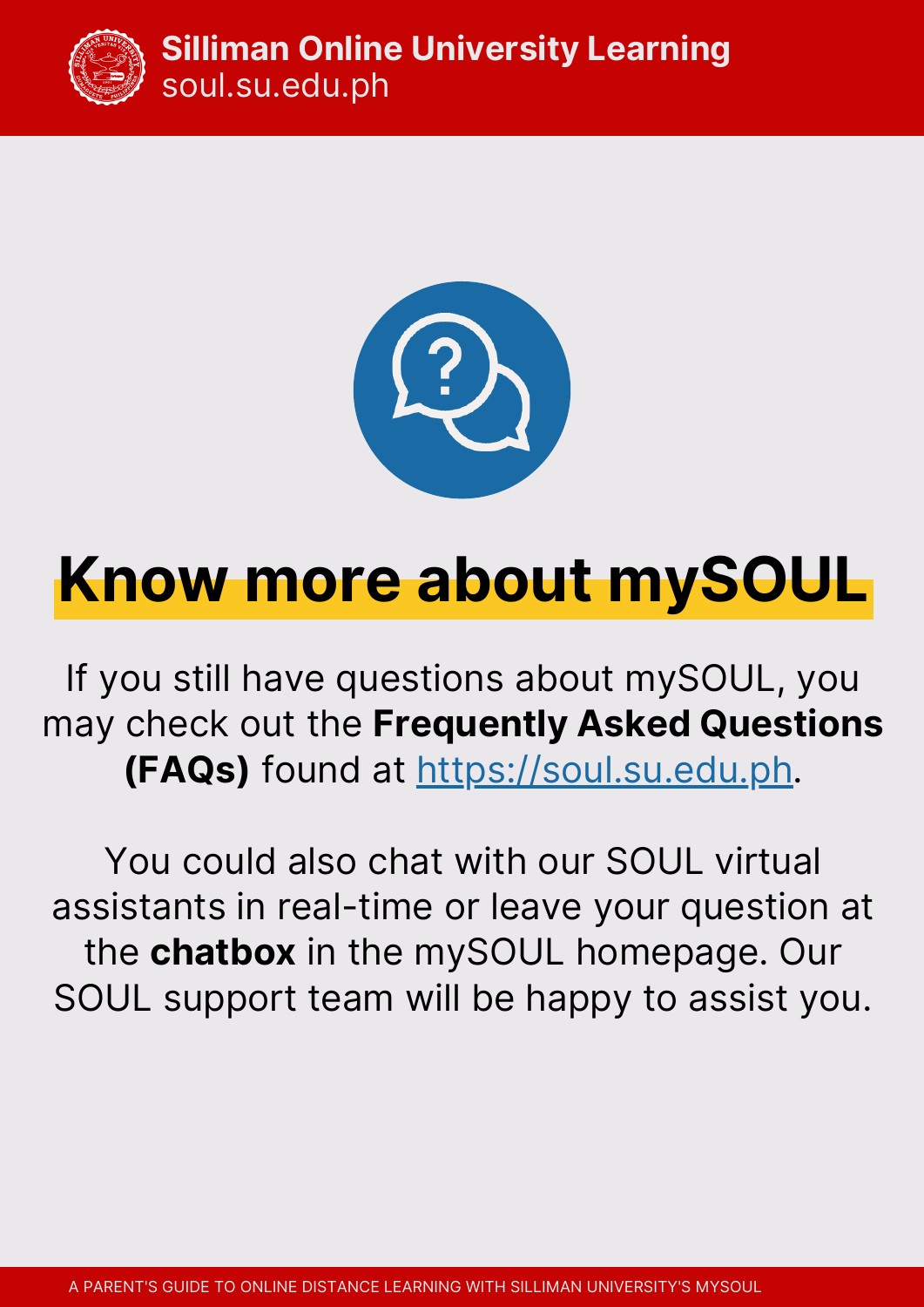# Know more about mySOUL

If you still have questions about mySOUL, you may check out the **Frequently Asked Questions (FAQs)** found at [https://soul.su.edu.ph](https://soul.su.edu.ph).

You could also chat with our SOUL virtual assistants in real-time or leave your question at the **chatbox** in the mySOUL homepage. Our SOUL support team will be happy to assist you.